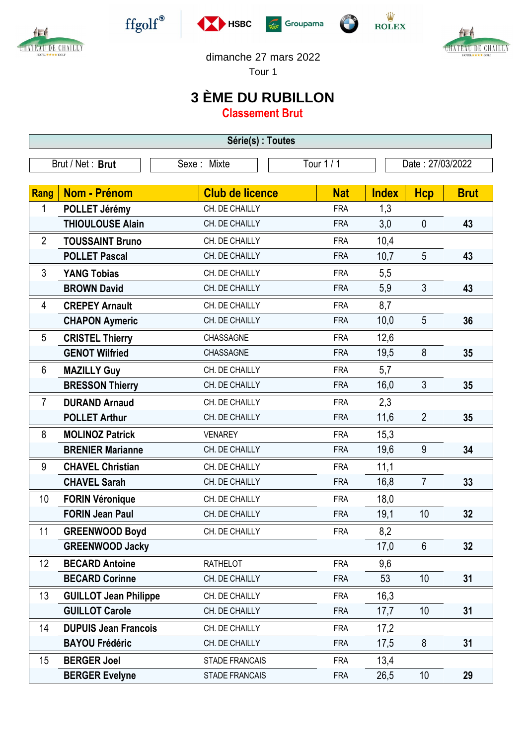dimanche 27 mars 2022

Tour 1

# 3 ÈME DU RUBILLON

## Classement Brut

**Série(s) : Toutes**

| Brut / Net : **Brut** | Sexe : Mixte | Tour 1 / 1 | Date : 27/03/2022 |
|---|---|---|---|

| Rang | Nom - Prénom | Club de licence | Nat | Index | Hcp | Brut |
|---|---|---|---|---|---|---|
| 1 | **POLLET Jérémy** | CH. DE CHAILLY | FRA | 1,3 | | |
| | **THIOULOUSE Alain** | CH. DE CHAILLY | FRA | 3,0 | 0 | **43** |
| 2 | **TOUSSAINT Bruno** | CH. DE CHAILLY | FRA | 10,4 | | |
| | **POLLET Pascal** | CH. DE CHAILLY | FRA | 10,7 | 5 | **43** |
| 3 | **YANG Tobias** | CH. DE CHAILLY | FRA | 5,5 | | |
| | **BROWN David** | CH. DE CHAILLY | FRA | 5,9 | 3 | **43** |
| 4 | **CREPEY Arnault** | CH. DE CHAILLY | FRA | 8,7 | | |
| | **CHAPON Aymeric** | CH. DE CHAILLY | FRA | 10,0 | 5 | **36** |
| 5 | **CRISTEL Thierry** | CHASSAGNE | FRA | 12,6 | | |
| | **GENOT Wilfried** | CHASSAGNE | FRA | 19,5 | 8 | **35** |
| 6 | **MAZILLY Guy** | CH. DE CHAILLY | FRA | 5,7 | | |
| | **BRESSON Thierry** | CH. DE CHAILLY | FRA | 16,0 | 3 | **35** |
| 7 | **DURAND Arnaud** | CH. DE CHAILLY | FRA | 2,3 | | |
| | **POLLET Arthur** | CH. DE CHAILLY | FRA | 11,6 | 2 | **35** |
| 8 | **MOLINOZ Patrick** | VENAREY | FRA | 15,3 | | |
| | **BRENIER Marianne** | CH. DE CHAILLY | FRA | 19,6 | 9 | **34** |
| 9 | **CHAVEL Christian** | CH. DE CHAILLY | FRA | 11,1 | | |
| | **CHAVEL Sarah** | CH. DE CHAILLY | FRA | 16,8 | 7 | **33** |
| 10 | **FORIN Véronique** | CH. DE CHAILLY | FRA | 18,0 | | |
| | **FORIN Jean Paul** | CH. DE CHAILLY | FRA | 19,1 | 10 | **32** |
| 11 | **GREENWOOD Boyd** | CH. DE CHAILLY | FRA | 8,2 | | |
| | **GREENWOOD Jacky** | | | 17,0 | 6 | **32** |
| 12 | **BECARD Antoine** | RATHELOT | FRA | 9,6 | | |
| | **BECARD Corinne** | CH. DE CHAILLY | FRA | 53 | 10 | **31** |
| 13 | **GUILLOT Jean Philippe** | CH. DE CHAILLY | FRA | 16,3 | | |
| | **GUILLOT Carole** | CH. DE CHAILLY | FRA | 17,7 | 10 | **31** |
| 14 | **DUPUIS Jean Francois** | CH. DE CHAILLY | FRA | 17,2 | | |
| | **BAYOU Frédéric** | CH. DE CHAILLY | FRA | 17,5 | 8 | **31** |
| 15 | **BERGER Joel** | STADE FRANCAIS | FRA | 13,4 | | |
| | **BERGER Evelyne** | STADE FRANCAIS | FRA | 26,5 | 10 | **29** |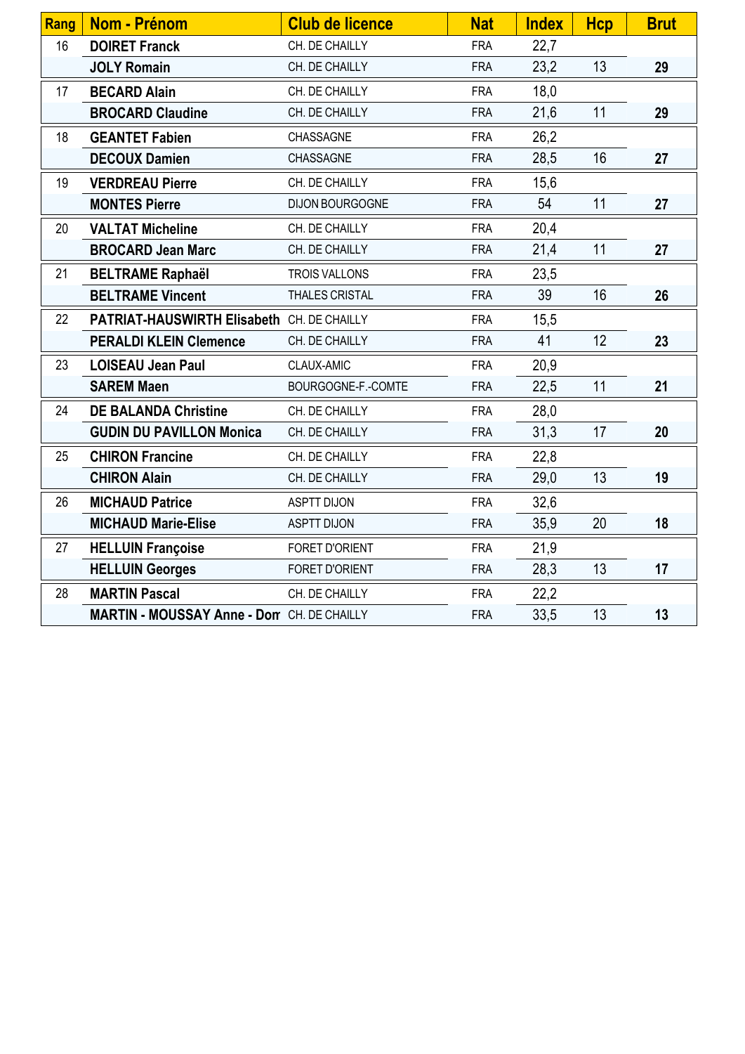| Rang | Nom - Prénom | Club de licence | Nat | Index | Hcp | Brut |
|---|---|---|---|---|---|---|
| 16 | **DOIRET Franck** | CH. DE CHAILLY | FRA | 22,7 | | |
| | **JOLY Romain** | CH. DE CHAILLY | FRA | 23,2 | 13 | **29** |
| 17 | **BECARD Alain** | CH. DE CHAILLY | FRA | 18,0 | | |
| | **BROCARD Claudine** | CH. DE CHAILLY | FRA | 21,6 | 11 | **29** |
| 18 | **GEANTET Fabien** | CHASSAGNE | FRA | 26,2 | | |
| | **DECOUX Damien** | CHASSAGNE | FRA | 28,5 | 16 | **27** |
| 19 | **VERDREAU Pierre** | CH. DE CHAILLY | FRA | 15,6 | | |
| | **MONTES Pierre** | DIJON BOURGOGNE | FRA | 54 | 11 | **27** |
| 20 | **VALTAT Micheline** | CH. DE CHAILLY | FRA | 20,4 | | |
| | **BROCARD Jean Marc** | CH. DE CHAILLY | FRA | 21,4 | 11 | **27** |
| 21 | **BELTRAME Raphaël** | TROIS VALLONS | FRA | 23,5 | | |
| | **BELTRAME Vincent** | THALES CRISTAL | FRA | 39 | 16 | **26** |
| 22 | **PATRIAT-HAUSWIRTH Elisabeth** | CH. DE CHAILLY | FRA | 15,5 | | |
| | **PERALDI KLEIN Clemence** | CH. DE CHAILLY | FRA | 41 | 12 | **23** |
| 23 | **LOISEAU Jean Paul** | CLAUX-AMIC | FRA | 20,9 | | |
| | **SAREM Maen** | BOURGOGNE-F.-COMTE | FRA | 22,5 | 11 | **21** |
| 24 | **DE BALANDA Christine** | CH. DE CHAILLY | FRA | 28,0 | | |
| | **GUDIN DU PAVILLON Monica** | CH. DE CHAILLY | FRA | 31,3 | 17 | **20** |
| 25 | **CHIRON Francine** | CH. DE CHAILLY | FRA | 22,8 | | |
| | **CHIRON Alain** | CH. DE CHAILLY | FRA | 29,0 | 13 | **19** |
| 26 | **MICHAUD Patrice** | ASPTT DIJON | FRA | 32,6 | | |
| | **MICHAUD Marie-Elise** | ASPTT DIJON | FRA | 35,9 | 20 | **18** |
| 27 | **HELLUIN Françoise** | FORET D'ORIENT | FRA | 21,9 | | |
| | **HELLUIN Georges** | FORET D'ORIENT | FRA | 28,3 | 13 | **17** |
| 28 | **MARTIN Pascal** | CH. DE CHAILLY | FRA | 22,2 | | |
| | **MARTIN - MOUSSAY Anne - Dom** | CH. DE CHAILLY | FRA | 33,5 | 13 | **13** |